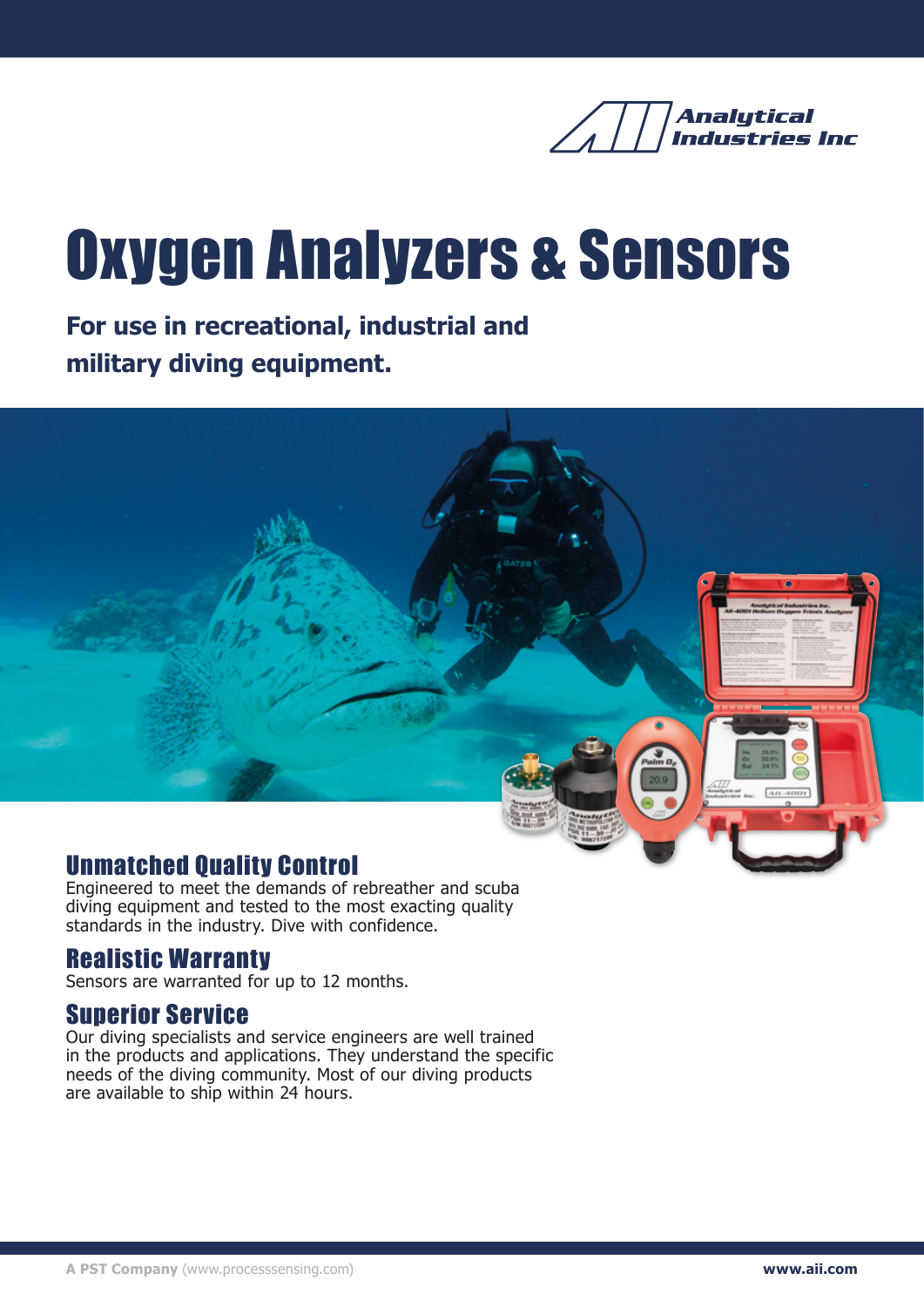Analytical Industries Inc

# Oxygen Analyzers & Sensors

**For use in recreational, industrial and military diving equipment.**

## Unmatched Quality Control

Engineered to meet the demands of rebreather and scuba diving equipment and tested to the most exacting quality standards in the industry. Dive with confidence.

## Realistic Warranty

Sensors are warranted for up to 12 months.

## Superior Service

Our diving specialists and service engineers are well trained in the products and applications. They understand the specific needs of the diving community. Most of our diving products are available to ship within 24 hours.

**A PST Company** (www.processsensing.com) **www.aii.com**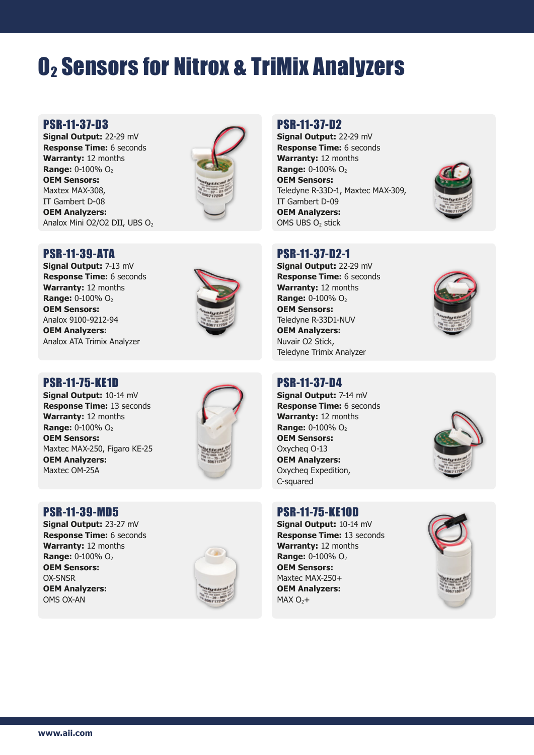# $O_2$ Sensors for Nitrox & TriMix Analyzers

## PSR-11-37-D3

**Signal Output:** 22-29 mV
**Response Time:** 6 seconds
**Warranty:** 12 months
**Range:** 0-100% $O_2$
**OEM Sensors:**
Maxtex MAX-308,
IT Gambert D-08
**OEM Analyzers:**
Analox Mini O2/O2 DII, UBS $O_2$

## PSR-11-37-D2

**Signal Output:** 22-29 mV
**Response Time:** 6 seconds
**Warranty:** 12 months
**Range:** 0-100% $O_2$
**OEM Sensors:**
Teledyne R-33D-1, Maxtec MAX-309,
IT Gambert D-09
**OEM Analyzers:**
OMS UBS $O_2$ stick

## PSR-11-39-ATA

**Signal Output:** 7-13 mV
**Response Time:** 6 seconds
**Warranty:** 12 months
**Range:** 0-100% $O_2$
**OEM Sensors:**
Analox 9100-9212-94
**OEM Analyzers:**
Analox ATA Trimix Analyzer

## PSR-11-37-D2-1

**Signal Output:** 22-29 mV
**Response Time:** 6 seconds
**Warranty:** 12 months
**Range:** 0-100% $O_2$
**OEM Sensors:**
Teledyne R-33D1-NUV
**OEM Analyzers:**
Nuvair O2 Stick,
Teledyne Trimix Analyzer

## PSR-11-75-KE1D

**Signal Output:** 10-14 mV
**Response Time:** 13 seconds
**Warranty:** 12 months
**Range:** 0-100% $O_2$
**OEM Sensors:**
Maxtec MAX-250, Figaro KE-25
**OEM Analyzers:**
Maxtec OM-25A

## PSR-11-37-D4

**Signal Output:** 7-14 mV
**Response Time:** 6 seconds
**Warranty:** 12 months
**Range:** 0-100% $O_2$
**OEM Sensors:**
Oxycheq O-13
**OEM Analyzers:**
Oxycheq Expedition,
C-squared

## PSR-11-39-MD5

**Signal Output:** 23-27 mV
**Response Time:** 6 seconds
**Warranty:** 12 months
**Range:** 0-100% $O_2$
**OEM Sensors:**
OX-SNSR
**OEM Analyzers:**
OMS OX-AN

## PSR-11-75-KE10D

**Signal Output:** 10-14 mV
**Response Time:** 13 seconds
**Warranty:** 12 months
**Range:** 0-100% $O_2$
**OEM Sensors:**
Maxtec MAX-250+
**OEM Analyzers:**
MAX $O_2$+

www.aii.com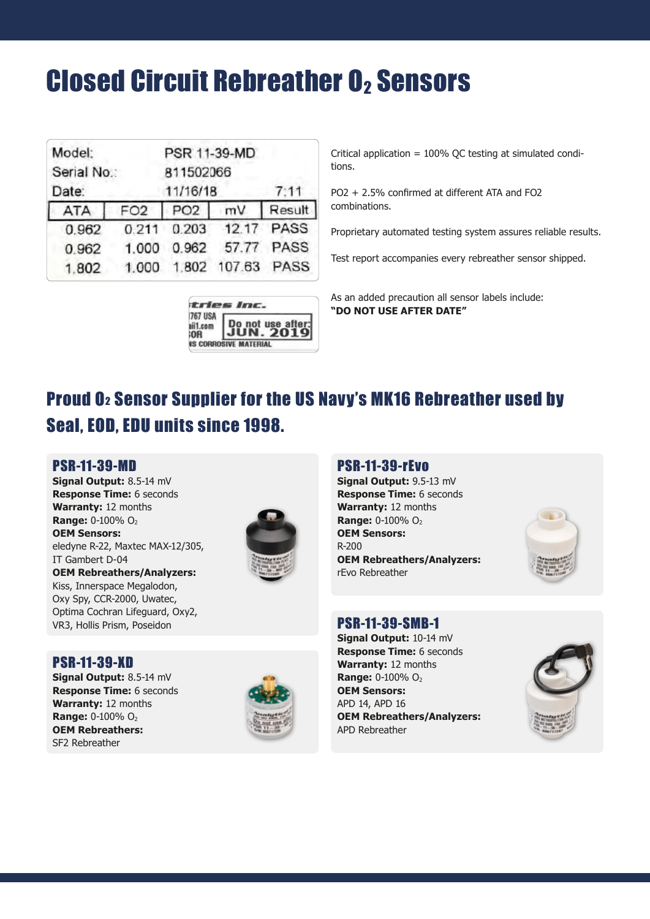# Closed Circuit Rebreather $O_2$ Sensors

Model: PSR 11-39-MD
Serial No.: 811502066
Date: 11/16/18 7:11

| ATA | FO2 | PO2 | mV | Result |
|---|---|---|---|---|
| 0.962 | 0.211 | 0.203 | 12.17 | PASS |
| 0.962 | 1.000 | 0.962 | 57.77 | PASS |
| 1.802 | 1.000 | 1.802 | 107.63 | PASS |

Critical application = 100% QC testing at simulated conditions.

PO2 + 2.5% confirmed at different ATA and FO2 combinations.

Proprietary automated testing system assures reliable results.

Test report accompanies every rebreather sensor shipped.

As an added precaution all sensor labels include:
**"DO NOT USE AFTER DATE"**

## Proud $O_2$ Sensor Supplier for the US Navy's MK16 Rebreather used by Seal, EOD, EDU units since 1998.

### PSR-11-39-MD

**Signal Output:** 8.5-14 mV
**Response Time:** 6 seconds
**Warranty:** 12 months
**Range:** 0-100% $O_2$
**OEM Sensors:**
eledyne R-22, Maxtec MAX-12/305, IT Gambert D-04
**OEM Rebreathers/Analyzers:**
Kiss, Innerspace Megalodon, Oxy Spy, CCR-2000, Uwatec, Optima Cochran Lifeguard, Oxy2, VR3, Hollis Prism, Poseidon

### PSR-11-39-XD

**Signal Output:** 8.5-14 mV
**Response Time:** 6 seconds
**Warranty:** 12 months
**Range:** 0-100% $O_2$
**OEM Rebreathers:**
SF2 Rebreather

### PSR-11-39-rEvo

**Signal Output:** 9.5-13 mV
**Response Time:** 6 seconds
**Warranty:** 12 months
**Range:** 0-100% $O_2$
**OEM Sensors:**
R-200
**OEM Rebreathers/Analyzers:**
rEvo Rebreather

### PSR-11-39-SMB-1

**Signal Output:** 10-14 mV
**Response Time:** 6 seconds
**Warranty:** 12 months
**Range:** 0-100% $O_2$
**OEM Sensors:**
APD 14, APD 16
**OEM Rebreathers/Analyzers:**
APD Rebreather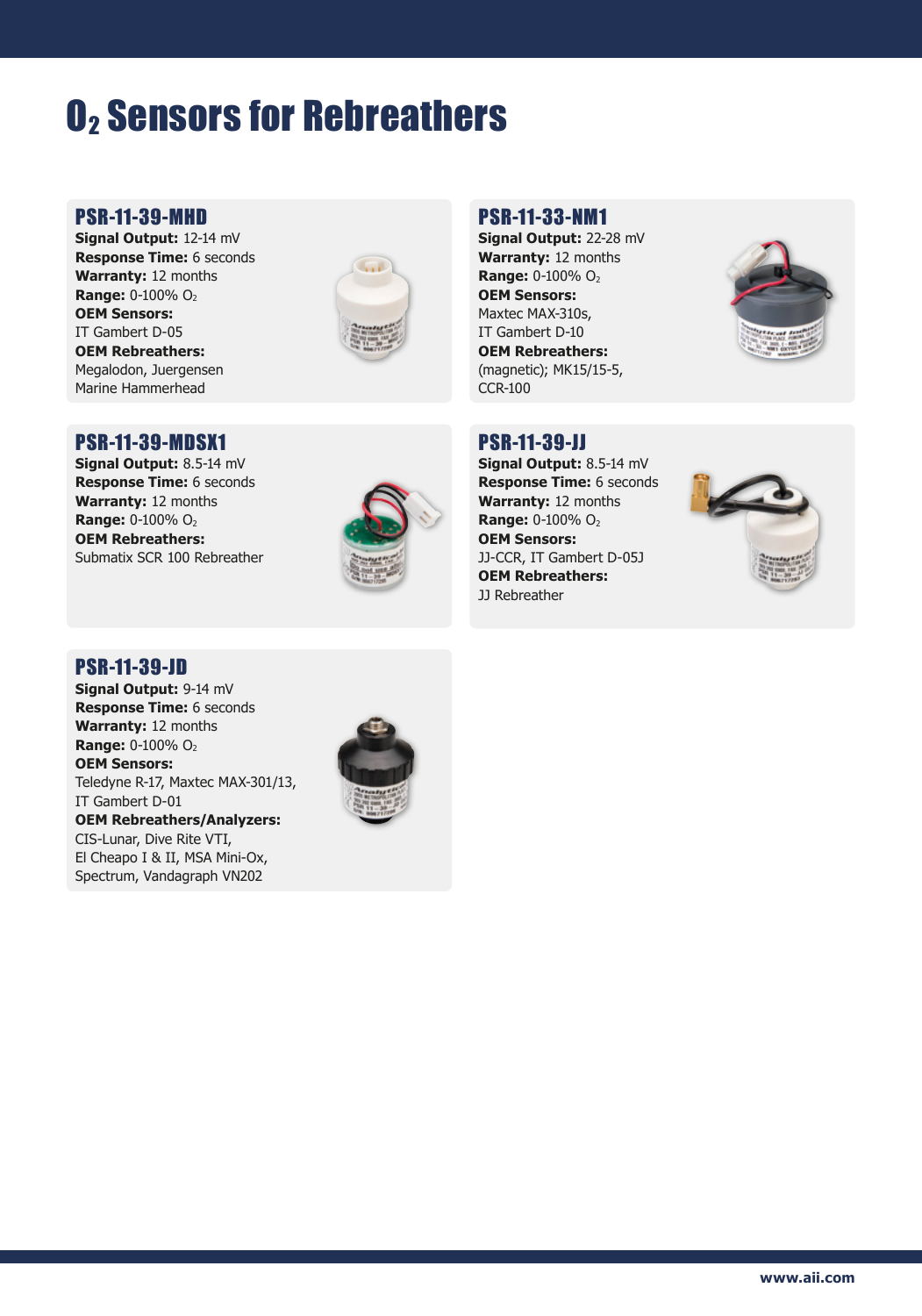# $O_2$ Sensors for Rebreathers

## PSR-11-39-MHD

**Signal Output:** 12-14 mV
**Response Time:** 6 seconds
**Warranty:** 12 months
**Range:** 0-100% $O_2$
**OEM Sensors:**
IT Gambert D-05
**OEM Rebreathers:**
Megalodon, Juergensen Marine Hammerhead

## PSR-11-33-NM1

**Signal Output:** 22-28 mV
**Warranty:** 12 months
**Range:** 0-100% $O_2$
**OEM Sensors:**
Maxtec MAX-310s, IT Gambert D-10
**OEM Rebreathers:**
(magnetic); MK15/15-5, CCR-100

## PSR-11-39-MDSX1

**Signal Output:** 8.5-14 mV
**Response Time:** 6 seconds
**Warranty:** 12 months
**Range:** 0-100% $O_2$
**OEM Rebreathers:**
Submatix SCR 100 Rebreather

## PSR-11-39-JJ

**Signal Output:** 8.5-14 mV
**Response Time:** 6 seconds
**Warranty:** 12 months
**Range:** 0-100% $O_2$
**OEM Sensors:**
JJ-CCR, IT Gambert D-05J
**OEM Rebreathers:**
JJ Rebreather

## PSR-11-39-JD

**Signal Output:** 9-14 mV
**Response Time:** 6 seconds
**Warranty:** 12 months
**Range:** 0-100% $O_2$
**OEM Sensors:**
Teledyne R-17, Maxtec MAX-301/13, IT Gambert D-01
**OEM Rebreathers/Analyzers:**
CIS-Lunar, Dive Rite VTI, El Cheapo I & II, MSA Mini-Ox, Spectrum, Vandagraph VN202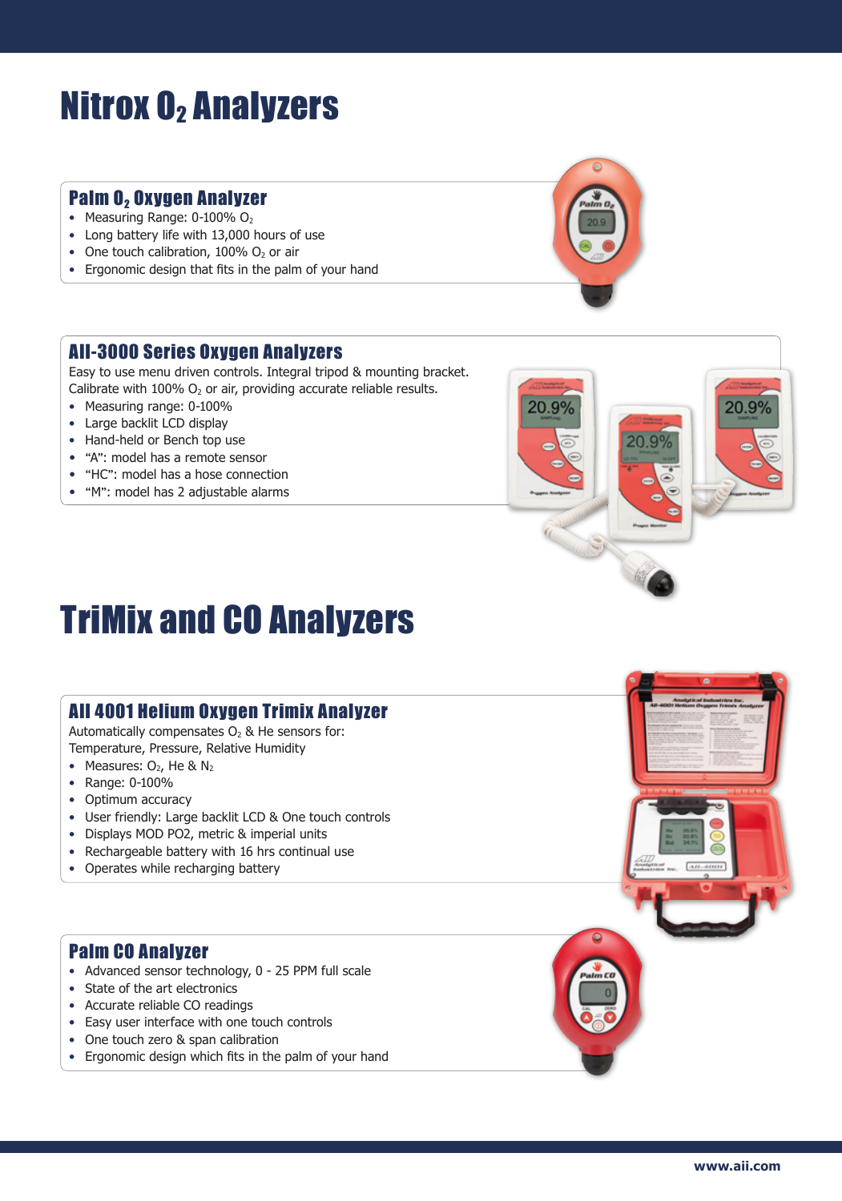# Nitrox $O_2$ Analyzers

## Palm $O_2$ Oxygen Analyzer

- Measuring Range: 0-100% $O_2$
- Long battery life with 13,000 hours of use
- One touch calibration, 100% $O_2$ or air
- Ergonomic design that fits in the palm of your hand

## AII-3000 Series Oxygen Analyzers

Easy to use menu driven controls. Integral tripod & mounting bracket. Calibrate with 100% $O_2$ or air, providing accurate reliable results.

- Measuring range: 0-100%
- Large backlit LCD display
- Hand-held or Bench top use
- "A": model has a remote sensor
- "HC": model has a hose connection
- "M": model has 2 adjustable alarms

# TriMix and CO Analyzers

## AII 4001 Helium Oxygen Trimix Analyzer

Automatically compensates $O_2$ & He sensors for: Temperature, Pressure, Relative Humidity

- Measures: $O_2$, He & $N_2$
- Range: 0-100%
- Optimum accuracy
- User friendly: Large backlit LCD & One touch controls
- Displays MOD PO2, metric & imperial units
- Rechargeable battery with 16 hrs continual use
- Operates while recharging battery

## Palm CO Analyzer

- Advanced sensor technology, 0 - 25 PPM full scale
- State of the art electronics
- Accurate reliable CO readings
- Easy user interface with one touch controls
- One touch zero & span calibration
- Ergonomic design which fits in the palm of your hand

www.aii.com